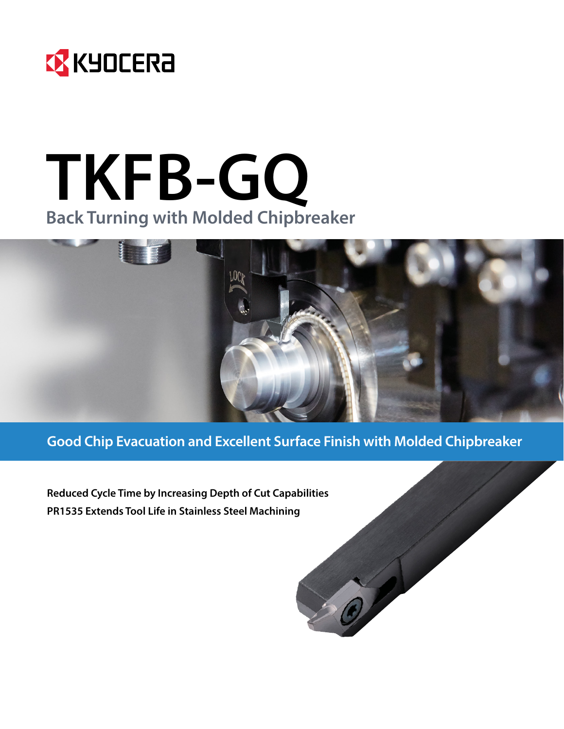KYOCERA

# TKFB-GQ

## Back Turning with Molded Chipbreaker

**Good Chip Evacuation and Excellent Surface Finish with Molded Chipbreaker**

**Reduced Cycle Time by Increasing Depth of Cut Capabilities**

**PR1535 Extends Tool Life in Stainless Steel Machining**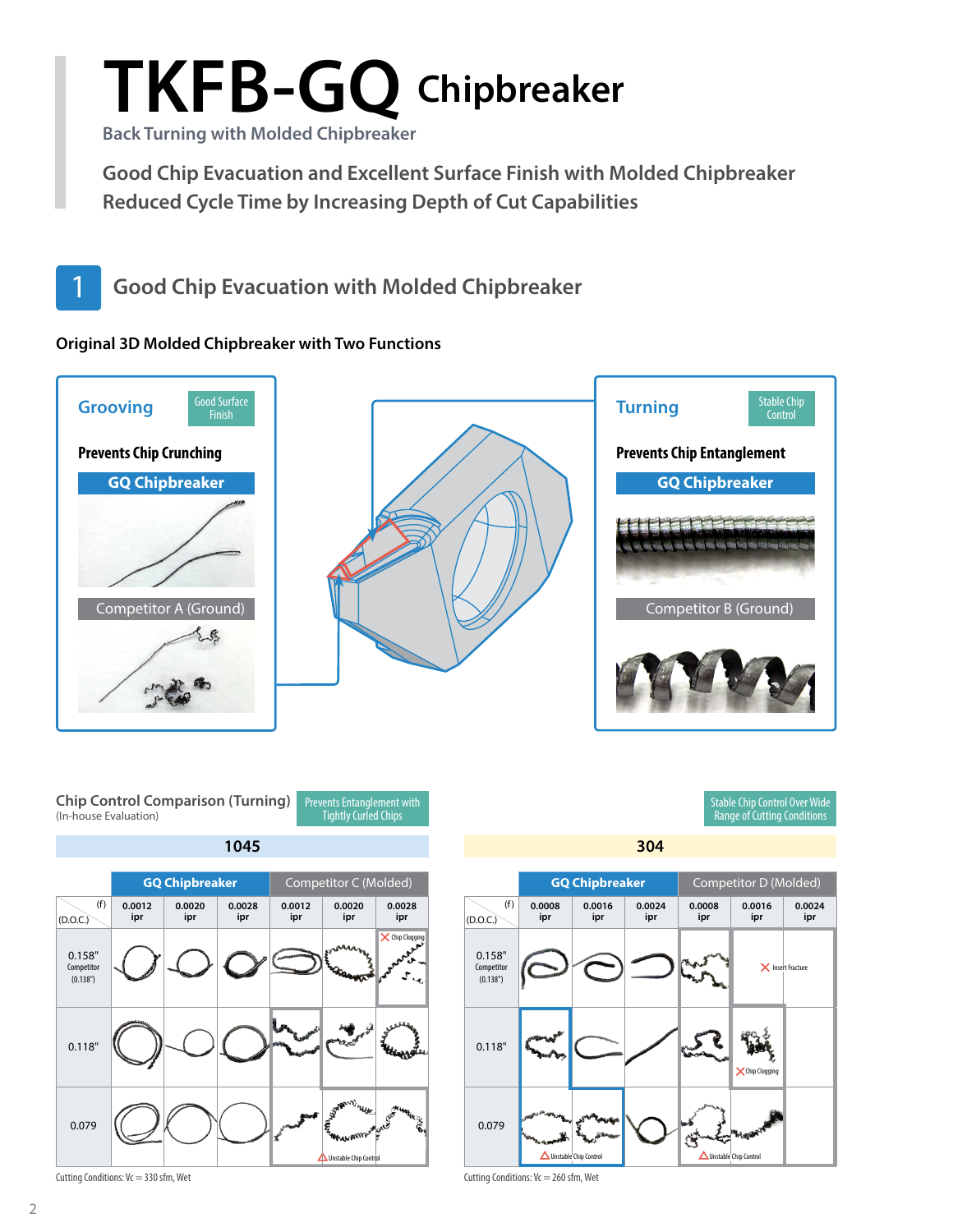# TKFB-GQ Chipbreaker

Back Turning with Molded Chipbreaker

**Good Chip Evacuation and Excellent Surface Finish with Molded Chipbreaker**
**Reduced Cycle Time by Increasing Depth of Cut Capabilities**

## 1 Good Chip Evacuation with Molded Chipbreaker

### Original 3D Molded Chipbreaker with Two Functions

**Grooving** — Good Surface Finish

**Prevents Chip Crunching**

GQ Chipbreaker

Competitor A (Ground)

**Turning** — Stable Chip Control

**Prevents Chip Entanglement**

GQ Chipbreaker

Competitor B (Ground)

### Chip Control Comparison (Turning)

(In-house Evaluation)

Prevents Entanglement with Tightly Curled Chips

Stable Chip Control Over Wide Range of Cutting Conditions

**1045**

| (D.O.C.) \ (f) | GQ Chipbreaker 0.0012 ipr | GQ Chipbreaker 0.0020 ipr | GQ Chipbreaker 0.0028 ipr | Competitor C (Molded) 0.0012 ipr | Competitor C (Molded) 0.0020 ipr | Competitor C (Molded) 0.0028 ipr |
|---|---|---|---|---|---|---|
| 0.158" Competitor (0.138") | | | | | | ✕ Chip Clogging |
| 0.118" | | | | | | |
| 0.079 | | | | | △ Unstable Chip Control | |

Cutting Conditions: Vc = 330 sfm, Wet

**304**

| (D.O.C.) \ (f) | GQ Chipbreaker 0.0008 ipr | GQ Chipbreaker 0.0016 ipr | GQ Chipbreaker 0.0024 ipr | Competitor D (Molded) 0.0008 ipr | Competitor D (Molded) 0.0016 ipr | Competitor D (Molded) 0.0024 ipr |
|---|---|---|---|---|---|---|
| 0.158" Competitor (0.138") | | | | | ✕ Insert Fracture | |
| 0.118" | | | | | ✕ Chip Clogging | |
| 0.079 | △ Unstable Chip Control | | | △ Unstable Chip Control | | |

Cutting Conditions: Vc = 260 sfm, Wet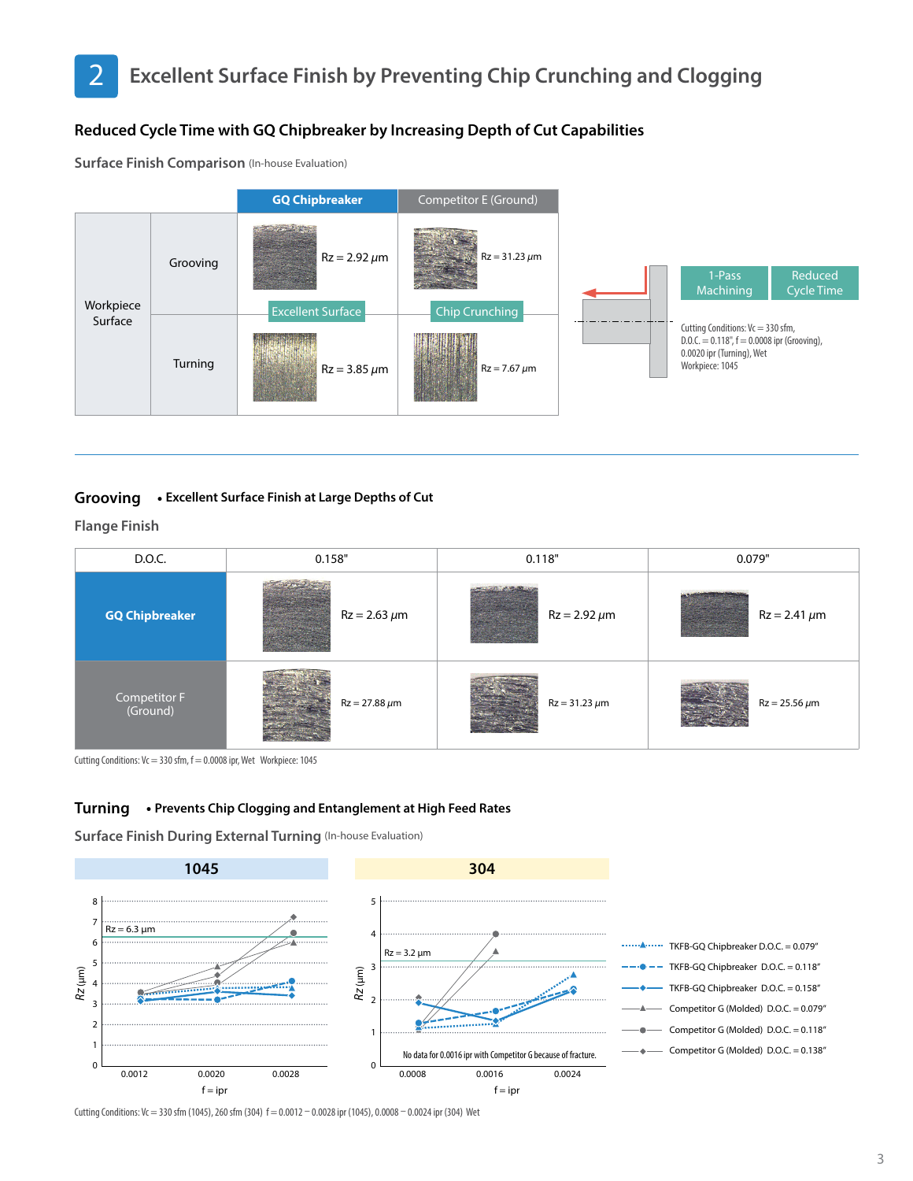# 2 Excellent Surface Finish by Preventing Chip Crunching and Clogging

## Reduced Cycle Time with GQ Chipbreaker by Increasing Depth of Cut Capabilities

### Surface Finish Comparison (In-house Evaluation)

| | | GQ Chipbreaker | Competitor E (Ground) |
|---|---|---|---|
| Workpiece Surface | Grooving | Rz = 2.92 μm (Excellent Surface) | Rz = 31.23 μm (Chip Crunching) |
| | Turning | Rz = 3.85 μm | Rz = 7.67 μm |

1-Pass Machining | Reduced Cycle Time

Cutting Conditions: Vc = 330 sfm, D.O.C. = 0.118", f = 0.0008 ipr (Grooving), 0.0020 ipr (Turning), Wet
Workpiece: 1045

---

## Grooving • Excellent Surface Finish at Large Depths of Cut

### Flange Finish

| D.O.C. | 0.158" | 0.118" | 0.079" |
|---|---|---|---|
| GQ Chipbreaker | Rz = 2.63 μm | Rz = 2.92 μm | Rz = 2.41 μm |
| Competitor F (Ground) | Rz = 27.88 μm | Rz = 31.23 μm | Rz = 25.56 μm |

Cutting Conditions: Vc = 330 sfm, f = 0.0008 ipr, Wet  Workpiece: 1045

## Turning • Prevents Chip Clogging and Entanglement at High Feed Rates

### Surface Finish During External Turning (In-house Evaluation)

**1045** (Rz (μm) vs f = ipr: 0.0012, 0.0020, 0.0028; Rz = 6.3 μm)

**304** (Rz (μm) vs f = ipr: 0.0008, 0.0016, 0.0024; Rz = 3.2 μm)

No data for 0.0016 ipr with Competitor G because of fracture.

- TKFB-GQ Chipbreaker D.O.C. = 0.079"
- TKFB-GQ Chipbreaker D.O.C. = 0.118"
- TKFB-GQ Chipbreaker D.O.C. = 0.158"
- Competitor G (Molded) D.O.C. = 0.079"
- Competitor G (Molded) D.O.C. = 0.118"
- Competitor G (Molded) D.O.C. = 0.138"

Cutting Conditions: Vc = 330 sfm (1045), 260 sfm (304) f = 0.0012 – 0.0028 ipr (1045), 0.0008 – 0.0024 ipr (304) Wet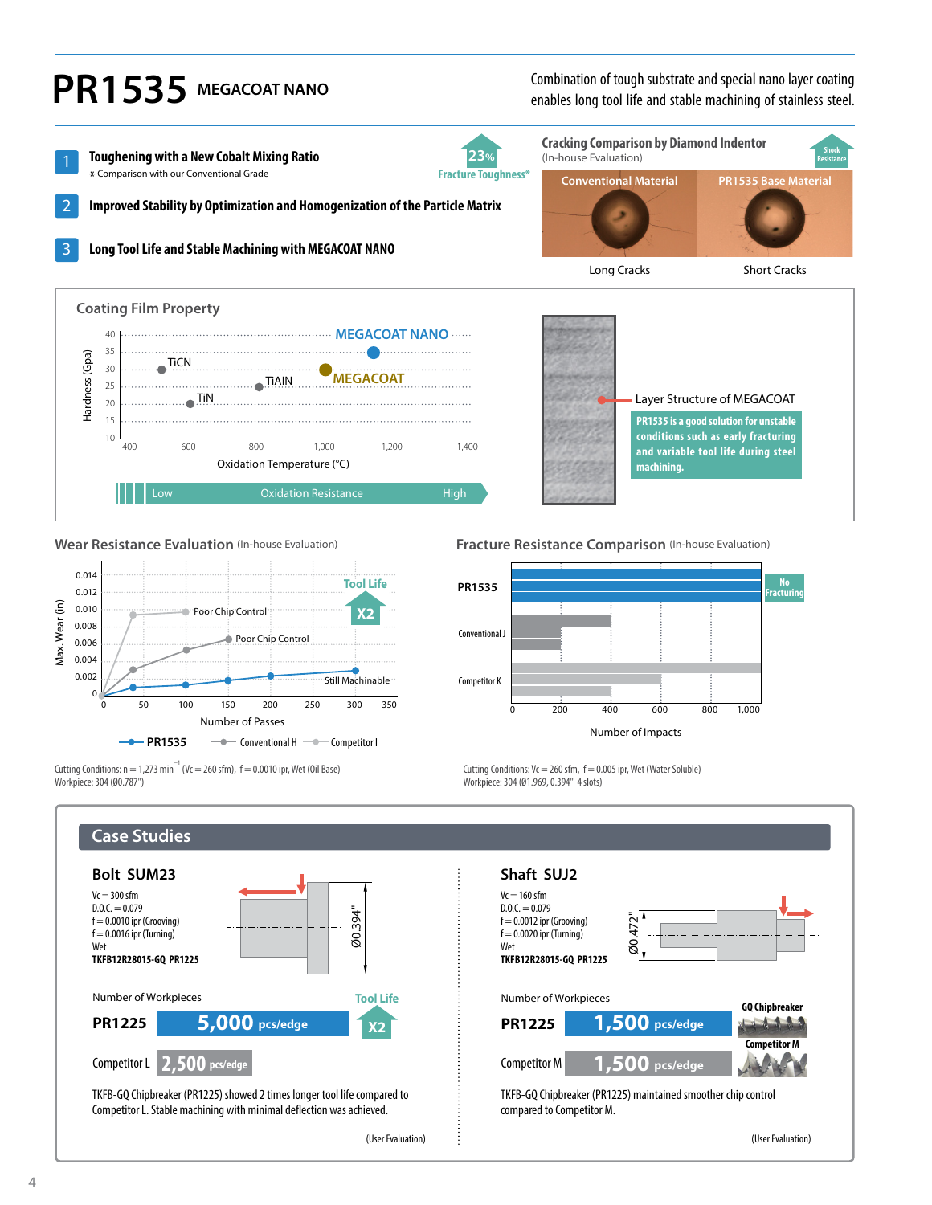# PR1535 MEGACOAT NANO

Combination of tough substrate and special nano layer coating enables long tool life and stable machining of stainless steel.

1. **Toughening with a New Cobalt Mixing Ratio**
   \* Comparison with our Conventional Grade

   23% Fracture Toughness\*

2. **Improved Stability by Optimization and Homogenization of the Particle Matrix**

3. **Long Tool Life and Stable Machining with MEGACOAT NANO**

## Cracking Comparison by Diamond Indentor

(In-house Evaluation)

Shock Resistance

| Conventional Material | PR1535 Base Material |
|---|---|
| Long Cracks | Short Cracks |

## Coating Film Property

Hardness (Gpa) vs. Oxidation Temperature (°C): TiCN, TiN, TiAlN, MEGACOAT, MEGACOAT NANO

Low — Oxidation Resistance — High

Layer Structure of MEGACOAT

**PR1535 is a good solution for unstable conditions such as early fracturing and variable tool life during steel machining.**

## Wear Resistance Evaluation (In-house Evaluation)

Max. Wear (in) vs. Number of Passes — PR1535: Still Machinable; Conventional H: Poor Chip Control; Competitor I: Poor Chip Control. Tool Life X2

Cutting Conditions: n = 1,273 min$^{-1}$ (Vc = 260 sfm), f = 0.0010 ipr, Wet (Oil Base)
Workpiece: 304 (Ø0.787")

## Fracture Resistance Comparison (In-house Evaluation)

Number of Impacts — PR1535: No Fracturing; Conventional J; Competitor K

Cutting Conditions: Vc = 260 sfm, f = 0.005 ipr, Wet (Water Soluble)
Workpiece: 304 (Ø1.969, 0.394" 4 slots)

## Case Studies

### Bolt SUM23

Vc = 300 sfm
D.O.C. = 0.079
f = 0.0010 ipr (Grooving)
f = 0.0016 ipr (Turning)
Wet
**TKFB12R28015-GQ PR1225**

Ø0.394"

Number of Workpieces

| | |
|---|---|
| **PR1225** | 5,000 pcs/edge |
| Competitor L | 2,500 pcs/edge |

Tool Life X2

TKFB-GQ Chipbreaker (PR1225) showed 2 times longer tool life compared to Competitor L. Stable machining with minimal deflection was achieved.

(User Evaluation)

### Shaft SUJ2

Vc = 160 sfm
D.O.C. = 0.079
f = 0.0012 ipr (Grooving)
f = 0.0020 ipr (Turning)
Wet
**TKFB12R28015-GQ PR1225**

Ø0.472"

Number of Workpieces

| | |
|---|---|
| **PR1225** | 1,500 pcs/edge |
| Competitor M | 1,500 pcs/edge |

GQ Chipbreaker / Competitor M

TKFB-GQ Chipbreaker (PR1225) maintained smoother chip control compared to Competitor M.

(User Evaluation)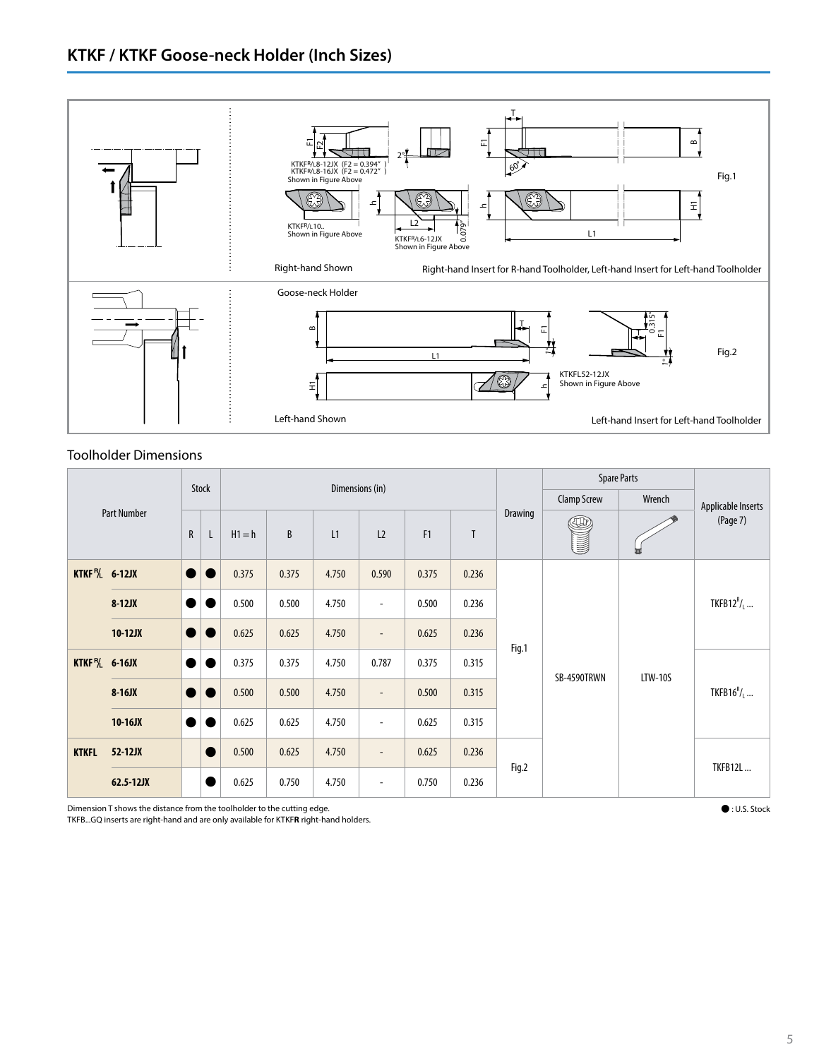# KTKF / KTKF Goose-neck Holder (Inch Sizes)

KTKFR/L8-12JX (F2 = 0.394")
KTKFR/L8-16JX (F2 = 0.472")
Shown in Figure Above

KTKFR/L10..
Shown in Figure Above

KTKFR/L6-12JX
Shown in Figure Above

Fig.1

Right-hand Shown

Right-hand Insert for R-hand Toolholder, Left-hand Insert for Left-hand Toolholder

Goose-neck Holder

KTKFL52-12JX
Shown in Figure Above

Fig.2

Left-hand Shown

Left-hand Insert for Left-hand Toolholder

## Toolholder Dimensions

| Part Number | | Stock | | Dimensions (in) | | | | | | Drawing | Spare Parts | | Applicable Inserts (Page 7) |
|---|---|---|---|---|---|---|---|---|---|---|---|---|---|
| | | R | L | H1 = h | B | L1 | L2 | F1 | T | | Clamp Screw | Wrench | |
| KTKF R/L | 6-12JX | ● | ● | 0.375 | 0.375 | 4.750 | 0.590 | 0.375 | 0.236 | Fig.1 | SB-4590TRWN | LTW-10S | TKFB12R/L ... |
| | 8-12JX | ● | ● | 0.500 | 0.500 | 4.750 | - | 0.500 | 0.236 | Fig.1 | SB-4590TRWN | LTW-10S | TKFB12R/L ... |
| | 10-12JX | ● | ● | 0.625 | 0.625 | 4.750 | - | 0.625 | 0.236 | Fig.1 | SB-4590TRWN | LTW-10S | TKFB12R/L ... |
| KTKF R/L | 6-16JX | ● | ● | 0.375 | 0.375 | 4.750 | 0.787 | 0.375 | 0.315 | Fig.1 | SB-4590TRWN | LTW-10S | TKFB16R/L ... |
| | 8-16JX | ● | ● | 0.500 | 0.500 | 4.750 | - | 0.500 | 0.315 | Fig.1 | SB-4590TRWN | LTW-10S | TKFB16R/L ... |
| | 10-16JX | ● | ● | 0.625 | 0.625 | 4.750 | - | 0.625 | 0.315 | Fig.1 | SB-4590TRWN | LTW-10S | TKFB16R/L ... |
| KTKFL | 52-12JX | | ● | 0.500 | 0.625 | 4.750 | - | 0.625 | 0.236 | Fig.2 | SB-4590TRWN | LTW-10S | TKFB12L ... |
| | 62.5-12JX | | ● | 0.625 | 0.750 | 4.750 | - | 0.750 | 0.236 | Fig.2 | SB-4590TRWN | LTW-10S | TKFB12L ... |

Dimension T shows the distance from the toolholder to the cutting edge.
TKFB...GQ inserts are right-hand and are only available for KTKF**R** right-hand holders.

● : U.S. Stock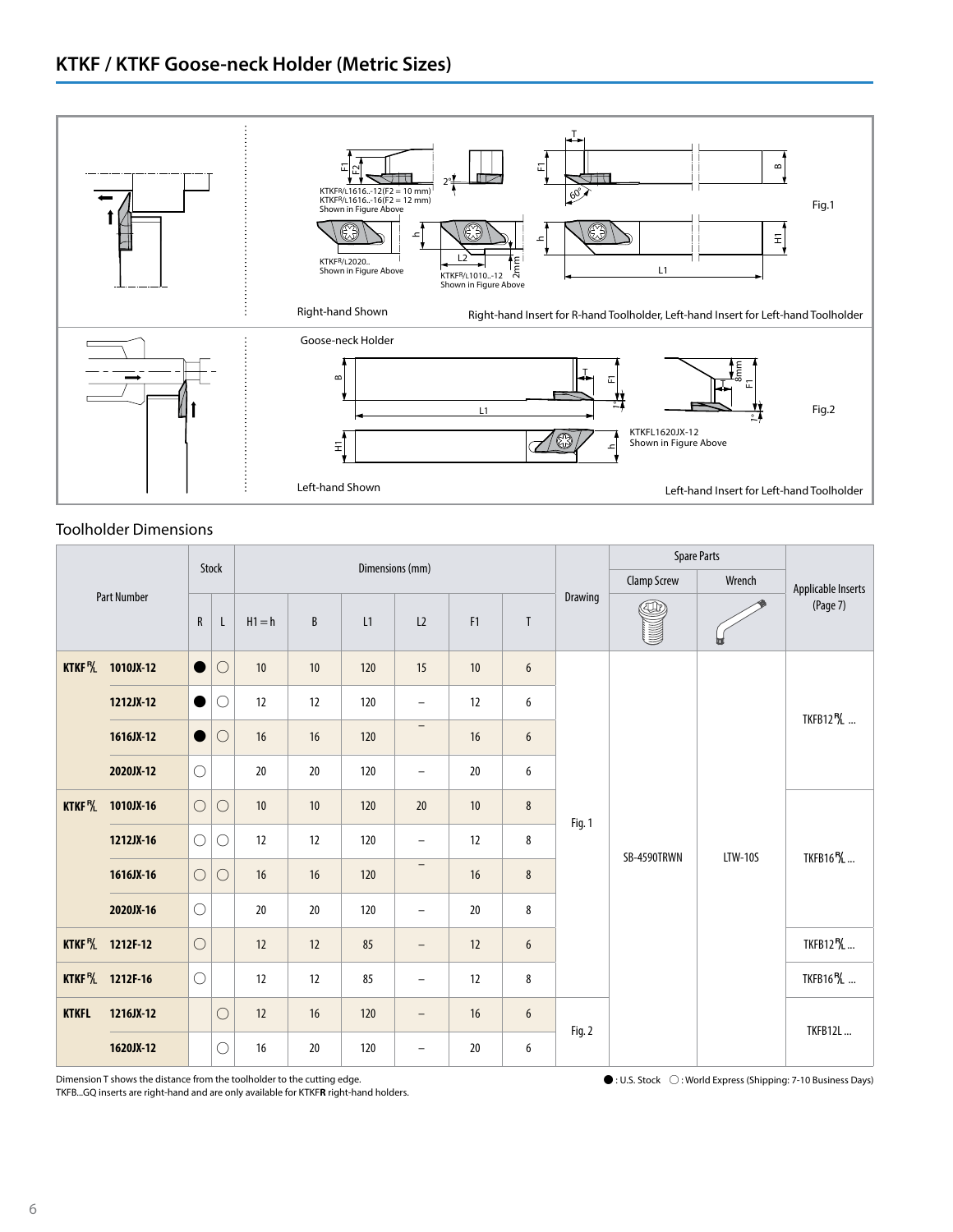# KTKF / KTKF Goose-neck Holder (Metric Sizes)

Right-hand Shown

KTKFR/L1616..-12(F2 = 10 mm)
KTKFR/L1616..-16(F2 = 12 mm)
Shown in Figure Above

KTKFR/L2020..
Shown in Figure Above

KTKFR/L1010..-12
Shown in Figure Above

Fig.1

Right-hand Insert for R-hand Toolholder, Left-hand Insert for Left-hand Toolholder

Goose-neck Holder

Left-hand Shown

KTKFL1620JX-12
Shown in Figure Above

Fig.2

Left-hand Insert for Left-hand Toolholder

## Toolholder Dimensions

| Part Number | | Stock | | Dimensions (mm) | | | | | | Drawing | Spare Parts | | Applicable Inserts (Page 7) |
|---|---|---|---|---|---|---|---|---|---|---|---|---|---|
| | | | | | | | | | | | Clamp Screw | Wrench | |
| | | R | L | H1 = h | B | L1 | L2 | F1 | T | | | | |
| KTKF R/L | 1010JX-12 | ● | ○ | 10 | 10 | 120 | 15 | 10 | 6 | Fig. 1 | SB-4590TRWN | LTW-10S | TKFB12 R/L ... |
| | 1212JX-12 | ● | ○ | 12 | 12 | 120 | – | 12 | 6 | Fig. 1 | SB-4590TRWN | LTW-10S | TKFB12 R/L ... |
| | 1616JX-12 | ● | ○ | 16 | 16 | 120 | – | 16 | 6 | Fig. 1 | SB-4590TRWN | LTW-10S | TKFB12 R/L ... |
| | 2020JX-12 | ○ | | 20 | 20 | 120 | – | 20 | 6 | Fig. 1 | SB-4590TRWN | LTW-10S | TKFB12 R/L ... |
| KTKF R/L | 1010JX-16 | ○ | ○ | 10 | 10 | 120 | 20 | 10 | 8 | Fig. 1 | SB-4590TRWN | LTW-10S | TKFB16 R/L ... |
| | 1212JX-16 | ○ | ○ | 12 | 12 | 120 | – | 12 | 8 | Fig. 1 | SB-4590TRWN | LTW-10S | TKFB16 R/L ... |
| | 1616JX-16 | ○ | ○ | 16 | 16 | 120 | – | 16 | 8 | Fig. 1 | SB-4590TRWN | LTW-10S | TKFB16 R/L ... |
| | 2020JX-16 | ○ | | 20 | 20 | 120 | – | 20 | 8 | Fig. 1 | SB-4590TRWN | LTW-10S | TKFB16 R/L ... |
| KTKF R/L | 1212F-12 | ○ | | 12 | 12 | 85 | – | 12 | 6 | Fig. 1 | SB-4590TRWN | LTW-10S | TKFB12 R/L ... |
| KTKF R/L | 1212F-16 | ○ | | 12 | 12 | 85 | – | 12 | 8 | Fig. 1 | SB-4590TRWN | LTW-10S | TKFB16 R/L ... |
| KTKFL | 1216JX-12 | | ○ | 12 | 16 | 120 | – | 16 | 6 | Fig. 2 | SB-4590TRWN | LTW-10S | TKFB12L ... |
| | 1620JX-12 | | ○ | 16 | 20 | 120 | – | 20 | 6 | Fig. 2 | SB-4590TRWN | LTW-10S | TKFB12L ... |

Dimension T shows the distance from the toolholder to the cutting edge.
TKFB...GQ inserts are right-hand and are only available for KTKF**R** right-hand holders.

●: U.S. Stock ○: World Express (Shipping: 7-10 Business Days)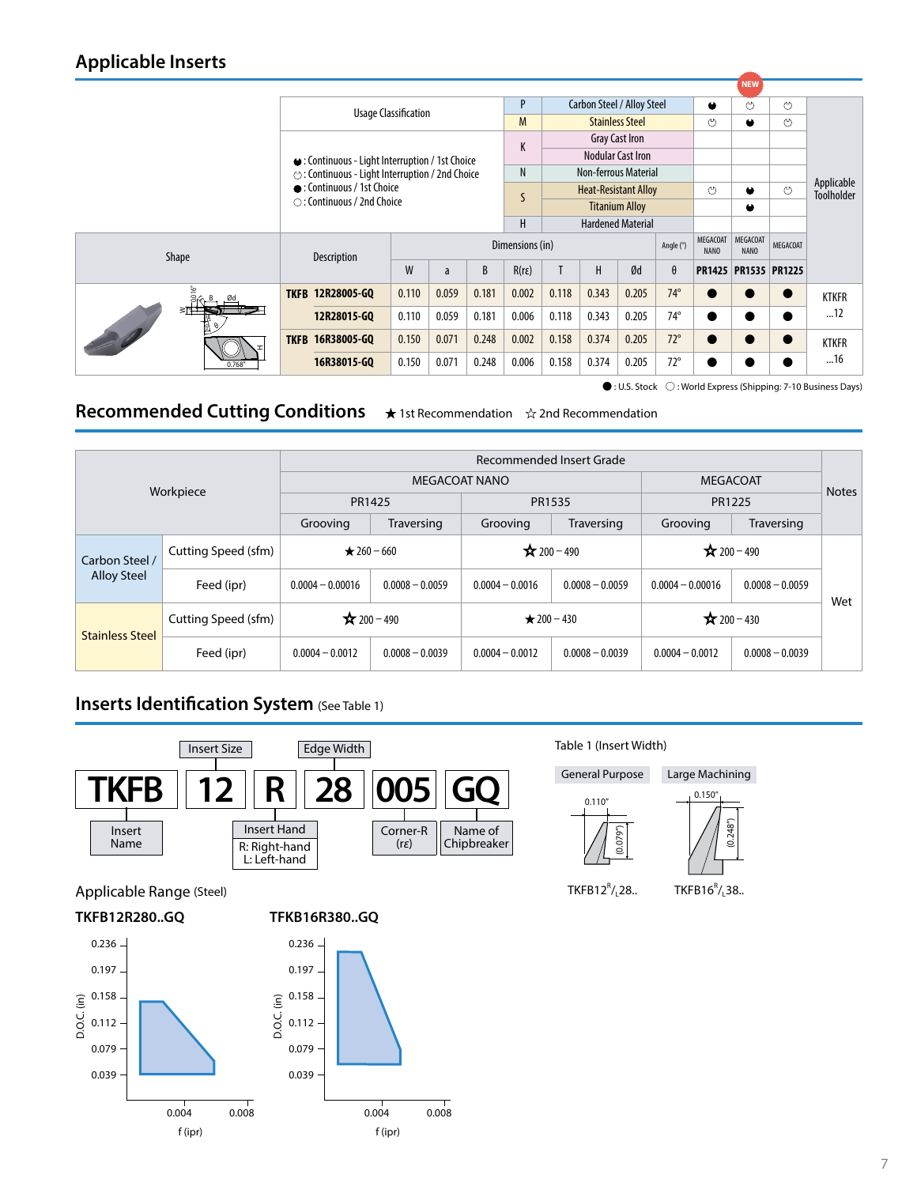## Applicable Inserts

| | | | | | | | | | | | PR1425 | PR1535 (NEW) | PR1225 | |
|---|---|---|---|---|---|---|---|---|---|---|---|---|---|---|
| Usage Classification | | | | | | | | P | Carbon Steel / Alloy Steel | | ◐ | ◌ | ◌ | Applicable Toolholder |
| | | | | | | | | M | Stainless Steel | | ◌ | ◐ | ◌ | |
| ◐ : Continuous - Light Interruption / 1st Choice<br>◌ : Continuous - Light Interruption / 2nd Choice<br>● : Continuous / 1st Choice<br>○ : Continuous / 2nd Choice | | | | | | | | K | Gray Cast Iron | | | | | |
| | | | | | | | | | Nodular Cast Iron | | | | | |
| | | | | | | | | N | Non-ferrous Material | | | | | |
| | | | | | | | | S | Heat-Resistant Alloy | | ◌ | ◐ | ◌ | |
| | | | | | | | | | Titanium Alloy | | | ◐ | | |
| | | | | | | | | H | Hardened Material | | | | | |
| Shape | Description | Dimensions (in) | | | | | | | | Angle (°) | MEGACOAT NANO | MEGACOAT NANO | MEGACOAT | |
| | | W | a | B | R(rε) | T | H | Ød | | θ | PR1425 | PR1535 | PR1225 | |
| | TKFB 12R28005-GQ | 0.110 | 0.059 | 0.181 | 0.002 | 0.118 | 0.343 | 0.205 | | 74° | ● | ● | ● | KTKFR ...12 |
| | 12R28015-GQ | 0.110 | 0.059 | 0.181 | 0.006 | 0.118 | 0.343 | 0.205 | | 74° | ● | ● | ● | |
| | TKFB 16R38005-GQ | 0.150 | 0.071 | 0.248 | 0.002 | 0.158 | 0.374 | 0.205 | | 72° | ● | ● | ● | KTKFR ...16 |
| | 16R38015-GQ | 0.150 | 0.071 | 0.248 | 0.006 | 0.158 | 0.374 | 0.205 | | 72° | ● | ● | ● | |

● : U.S. Stock ○ : World Express (Shipping: 7-10 Business Days)

## Recommended Cutting Conditions

★ 1st Recommendation ☆ 2nd Recommendation

| Workpiece | | MEGACOAT NANO PR1425 Grooving | MEGACOAT NANO PR1425 Traversing | MEGACOAT NANO PR1535 Grooving | MEGACOAT NANO PR1535 Traversing | MEGACOAT PR1225 Grooving | MEGACOAT PR1225 Traversing | Notes |
|---|---|---|---|---|---|---|---|---|
| Carbon Steel / Alloy Steel | Cutting Speed (sfm) | ★ 260 – 660 | | ☆ 200 – 490 | | ☆ 200 – 490 | | Wet |
| | Feed (ipr) | 0.0004 – 0.00016 | 0.0008 – 0.0059 | 0.0004 – 0.0016 | 0.0008 – 0.0059 | 0.0004 – 0.00016 | 0.0008 – 0.0059 | |
| Stainless Steel | Cutting Speed (sfm) | ☆ 200 – 490 | | ★ 200 – 430 | | ☆ 200 – 430 | | |
| | Feed (ipr) | 0.0004 – 0.0012 | 0.0008 – 0.0039 | 0.0004 – 0.0012 | 0.0008 – 0.0039 | 0.0004 – 0.0012 | 0.0008 – 0.0039 | |

## Inserts Identification System (See Table 1)

TKFB 12 R 28 005 GQ

- TKFB: Insert Name
- 12: Insert Size
- R: Insert Hand (R: Right-hand, L: Left-hand)
- 28: Edge Width
- 005: Corner-R (rε)
- GQ: Name of Chipbreaker

Table 1 (Insert Width)

General Purpose: 0.110", (0.079") — TKFB12R/L28..

Large Machining: 0.150", (0.248") — TKFB16R/L38..

Applicable Range (Steel)

TKFB12R280..GQ

D.O.C. (in): 0.236, 0.197, 0.158, 0.112, 0.079, 0.039
f (ipr): 0.004, 0.008

TFKB16R380..GQ

D.O.C. (in): 0.236, 0.197, 0.158, 0.112, 0.079, 0.039
f (ipr): 0.004, 0.008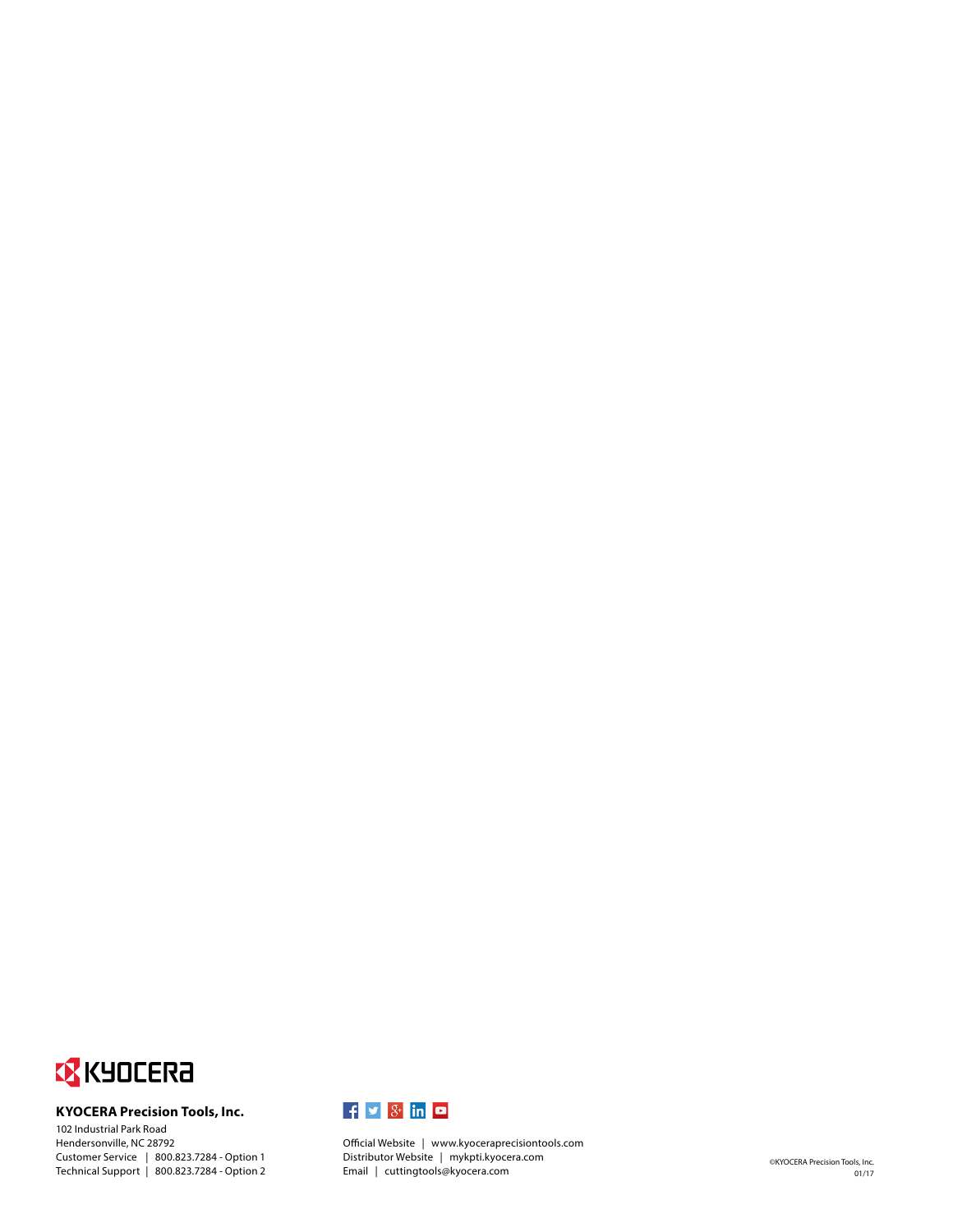KYOCERA

**KYOCERA Precision Tools, Inc.**

102 Industrial Park Road
Hendersonville, NC 28792
Customer Service | 800.823.7284 - Option 1
Technical Support | 800.823.7284 - Option 2

Official Website | www.kyoceraprecisiontools.com
Distributor Website | mykpti.kyocera.com
Email | cuttingtools@kyocera.com

©KYOCERA Precision Tools, Inc.
01/17